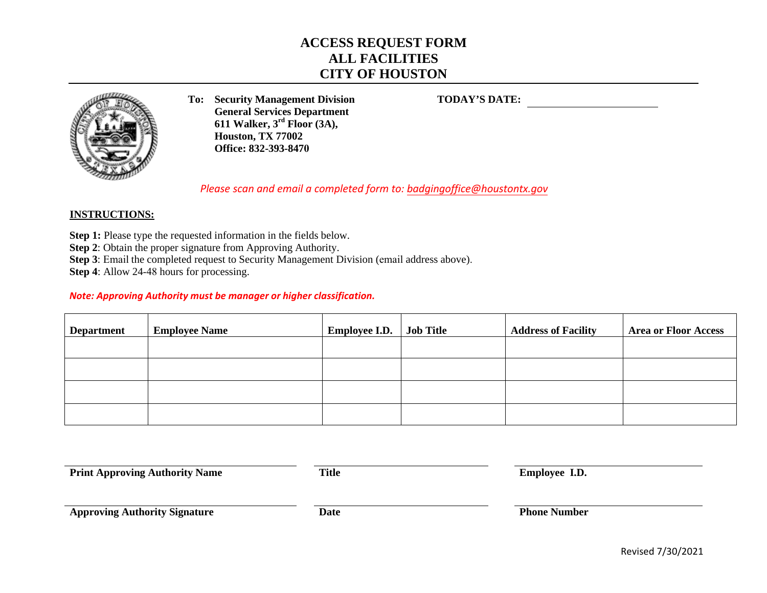# ACCESS REQUEST FORM
# ALL FACILITIES
# CITY OF HOUSTON

**To: Security Management Division**
**General Services Department**
**611 Walker, 3rd Floor (3A),**
**Houston, TX 77002**
**Office: 832-393-8470**

**TODAY'S DATE:** ______________________

*Please scan and email a completed form to: badgingoffice@houstontx.gov*

**INSTRUCTIONS:**

**Step 1:** Please type the requested information in the fields below.
**Step 2**: Obtain the proper signature from Approving Authority.
**Step 3**: Email the completed request to Security Management Division (email address above).
**Step 4**: Allow 24-48 hours for processing.

***Note: Approving Authority must be manager or higher classification.***

| Department | Employee Name | Employee I.D. | Job Title | Address of Facility | Area or Floor Access |
|---|---|---|---|---|---|
| | | | | | |
| | | | | | |
| | | | | | |
| | | | | | |

| | | |
|---|---|---|
| **Print Approving Authority Name** | **Title** | **Employee I.D.** |
| **Approving Authority Signature** | **Date** | **Phone Number** |

Revised 7/30/2021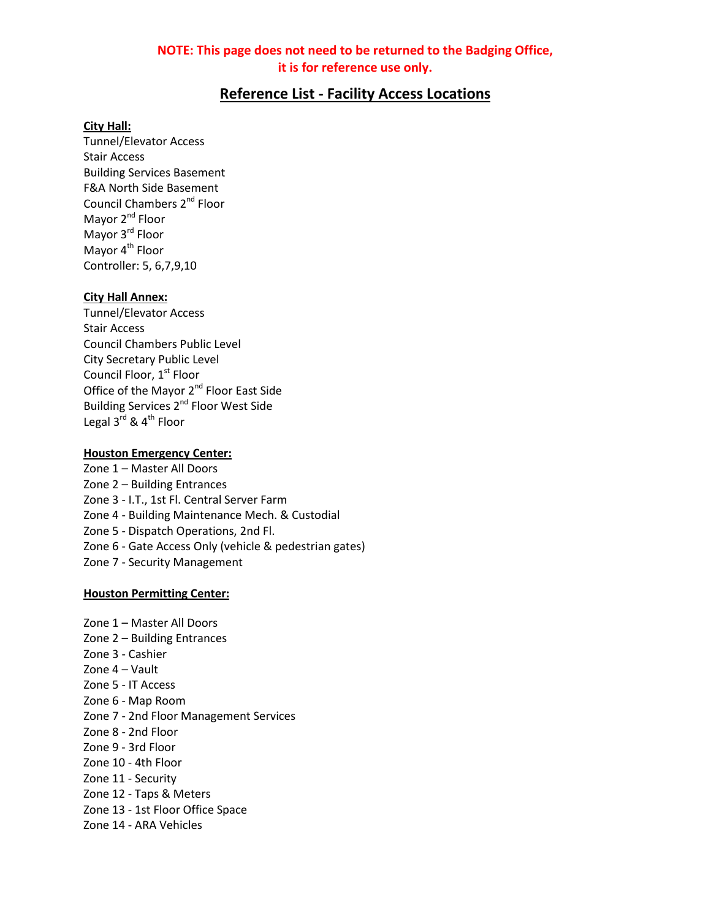**NOTE: This page does not need to be returned to the Badging Office, it is for reference use only.**

## Reference List - Facility Access Locations

**City Hall:**

Tunnel/Elevator Access
Stair Access
Building Services Basement
F&A North Side Basement
Council Chambers 2nd Floor
Mayor 2nd Floor
Mayor 3rd Floor
Mayor 4th Floor
Controller: 5, 6,7,9,10

**City Hall Annex:**

Tunnel/Elevator Access
Stair Access
Council Chambers Public Level
City Secretary Public Level
Council Floor, 1st Floor
Office of the Mayor 2nd Floor East Side
Building Services 2nd Floor West Side
Legal 3rd & 4th Floor

**Houston Emergency Center:**

Zone 1 – Master All Doors
Zone 2 – Building Entrances
Zone 3 - I.T., 1st Fl. Central Server Farm
Zone 4 - Building Maintenance Mech. & Custodial
Zone 5 - Dispatch Operations, 2nd Fl.
Zone 6 - Gate Access Only (vehicle & pedestrian gates)
Zone 7 - Security Management

**Houston Permitting Center:**

Zone 1 – Master All Doors
Zone 2 – Building Entrances
Zone 3 - Cashier
Zone 4 – Vault
Zone 5 - IT Access
Zone 6 - Map Room
Zone 7 - 2nd Floor Management Services
Zone 8 - 2nd Floor
Zone 9 - 3rd Floor
Zone 10 - 4th Floor
Zone 11 - Security
Zone 12 - Taps & Meters
Zone 13 - 1st Floor Office Space
Zone 14 - ARA Vehicles